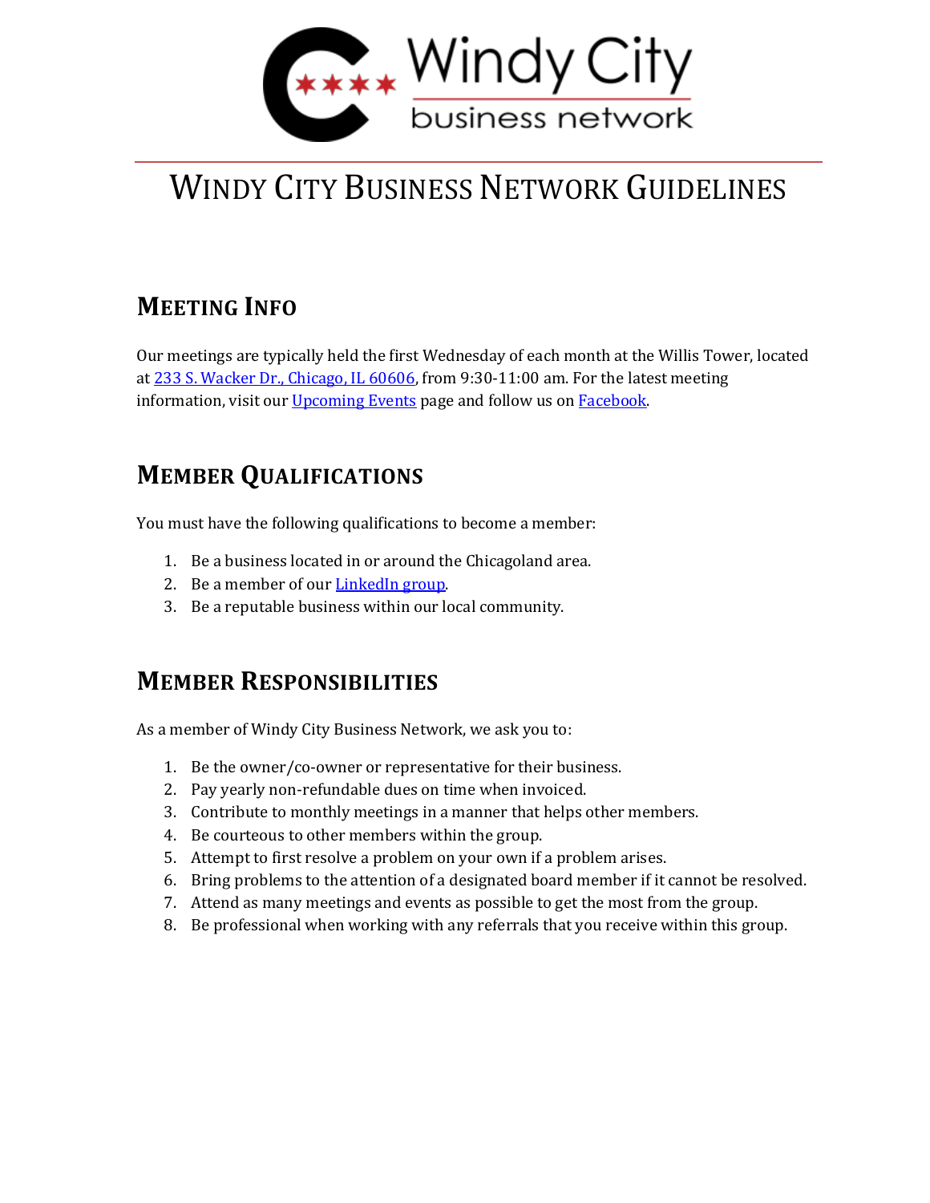# Windy City Business Network Guidelines

## Meeting Info

Our meetings are typically held the first Wednesday of each month at the Willis Tower, located at 233 S. Wacker Dr., Chicago, IL 60606, from 9:30-11:00 am. For the latest meeting information, visit our Upcoming Events page and follow us on Facebook.

## Member Qualifications

You must have the following qualifications to become a member:

1. Be a business located in or around the Chicagoland area.
2. Be a member of our LinkedIn group.
3. Be a reputable business within our local community.

## Member Responsibilities

As a member of Windy City Business Network, we ask you to:

1. Be the owner/co-owner or representative for their business.
2. Pay yearly non-refundable dues on time when invoiced.
3. Contribute to monthly meetings in a manner that helps other members.
4. Be courteous to other members within the group.
5. Attempt to first resolve a problem on your own if a problem arises.
6. Bring problems to the attention of a designated board member if it cannot be resolved.
7. Attend as many meetings and events as possible to get the most from the group.
8. Be professional when working with any referrals that you receive within this group.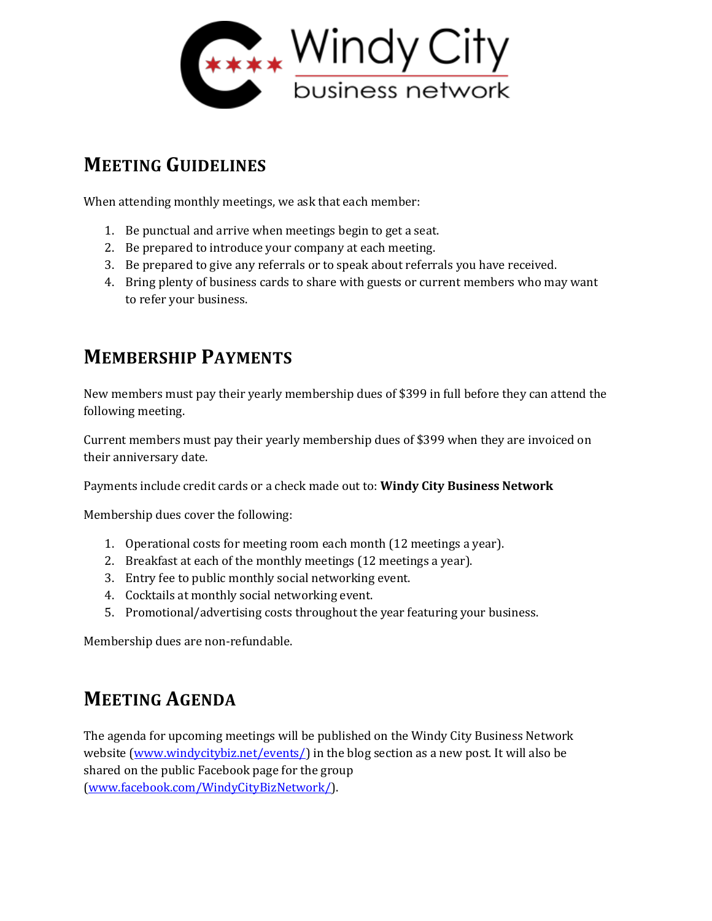Windy City business network

## MEETING GUIDELINES

When attending monthly meetings, we ask that each member:

1. Be punctual and arrive when meetings begin to get a seat.
2. Be prepared to introduce your company at each meeting.
3. Be prepared to give any referrals or to speak about referrals you have received.
4. Bring plenty of business cards to share with guests or current members who may want to refer your business.

## MEMBERSHIP PAYMENTS

New members must pay their yearly membership dues of $399 in full before they can attend the following meeting.

Current members must pay their yearly membership dues of $399 when they are invoiced on their anniversary date.

Payments include credit cards or a check made out to: **Windy City Business Network**

Membership dues cover the following:

1. Operational costs for meeting room each month (12 meetings a year).
2. Breakfast at each of the monthly meetings (12 meetings a year).
3. Entry fee to public monthly social networking event.
4. Cocktails at monthly social networking event.
5. Promotional/advertising costs throughout the year featuring your business.

Membership dues are non-refundable.

## MEETING AGENDA

The agenda for upcoming meetings will be published on the Windy City Business Network website ([www.windycitybiz.net/events/](www.windycitybiz.net/events/)) in the blog section as a new post. It will also be shared on the public Facebook page for the group ([www.facebook.com/WindyCityBizNetwork/](www.facebook.com/WindyCityBizNetwork/)).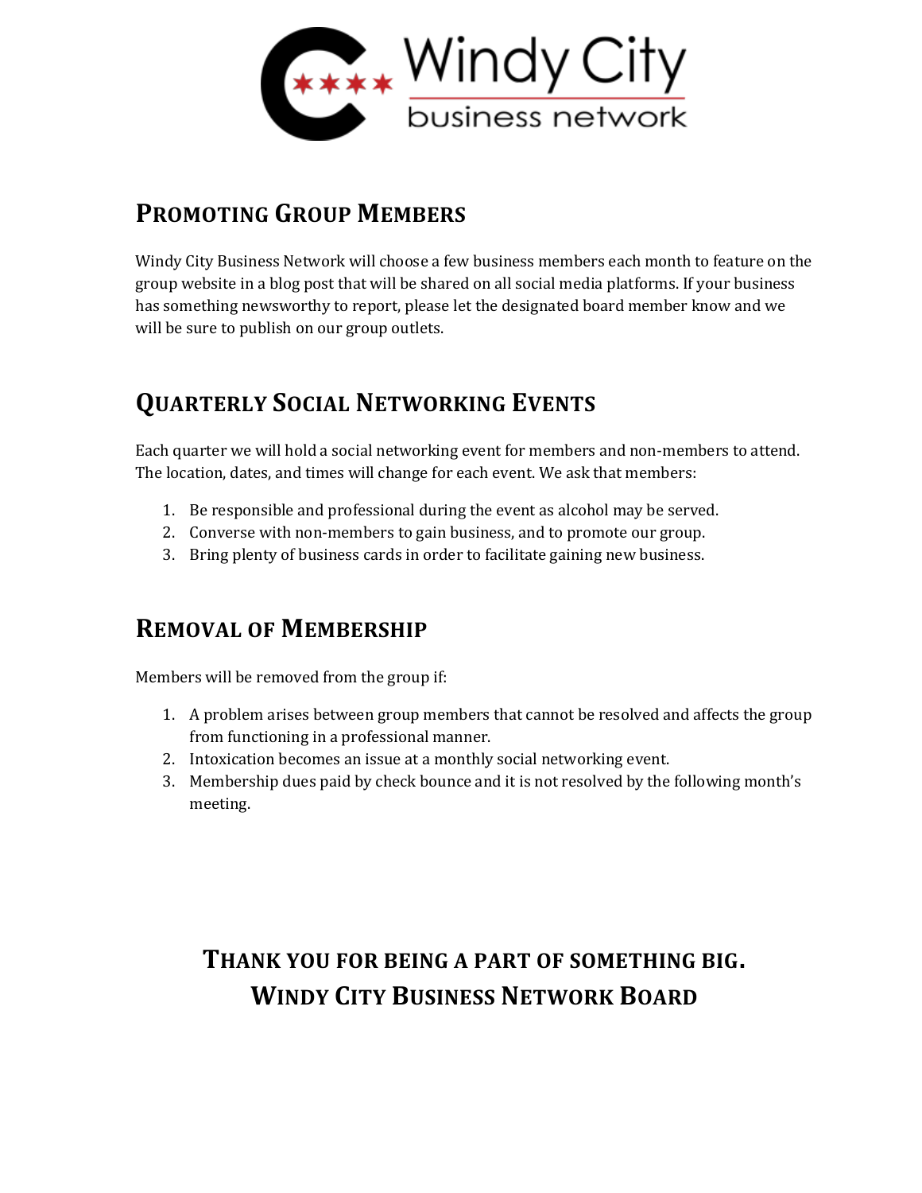## Promoting Group Members

Windy City Business Network will choose a few business members each month to feature on the group website in a blog post that will be shared on all social media platforms. If your business has something newsworthy to report, please let the designated board member know and we will be sure to publish on our group outlets.

## Quarterly Social Networking Events

Each quarter we will hold a social networking event for members and non-members to attend. The location, dates, and times will change for each event. We ask that members:

1. Be responsible and professional during the event as alcohol may be served.
2. Converse with non-members to gain business, and to promote our group.
3. Bring plenty of business cards in order to facilitate gaining new business.

## Removal of Membership

Members will be removed from the group if:

1. A problem arises between group members that cannot be resolved and affects the group from functioning in a professional manner.
2. Intoxication becomes an issue at a monthly social networking event.
3. Membership dues paid by check bounce and it is not resolved by the following month's meeting.

**Thank you for being a part of something big.**
**Windy City Business Network Board**